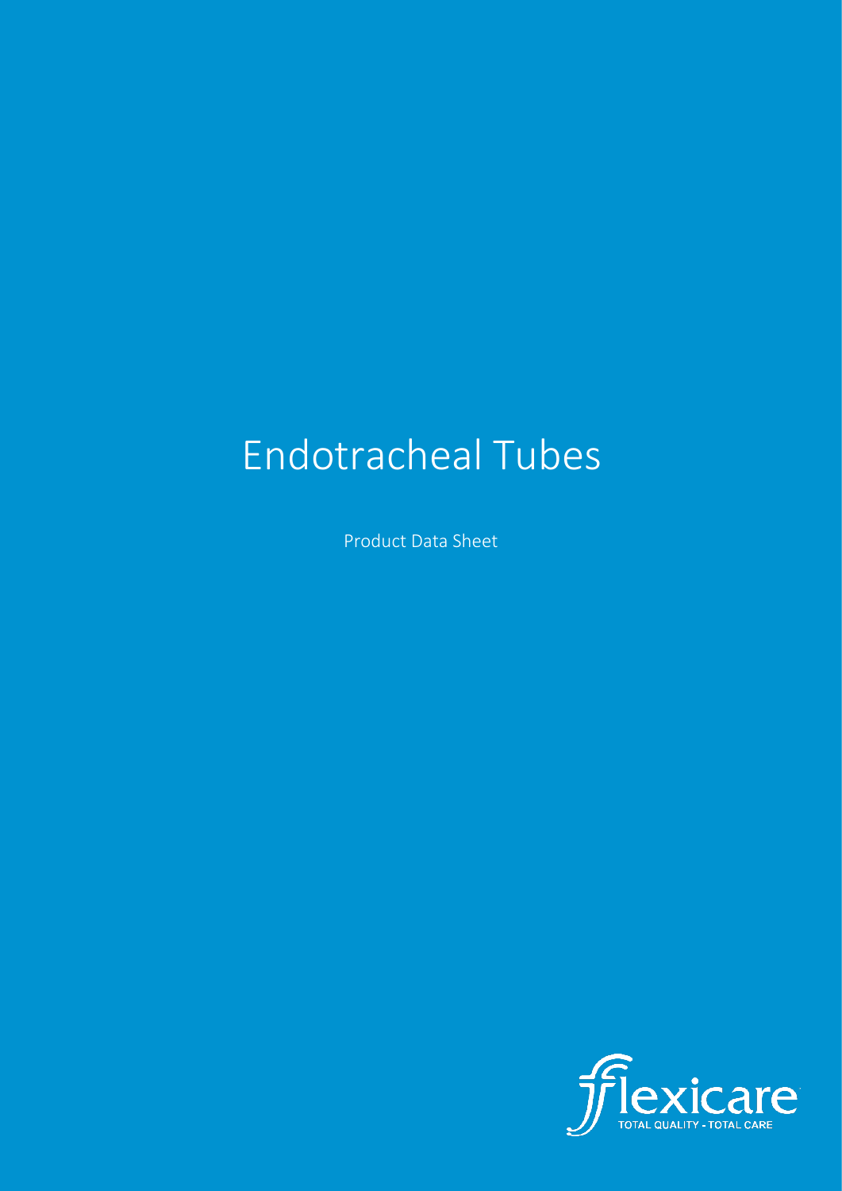# Endotracheal Tubes

Product Data Sheet

flexicare

TOTAL QUALITY - TOTAL CARE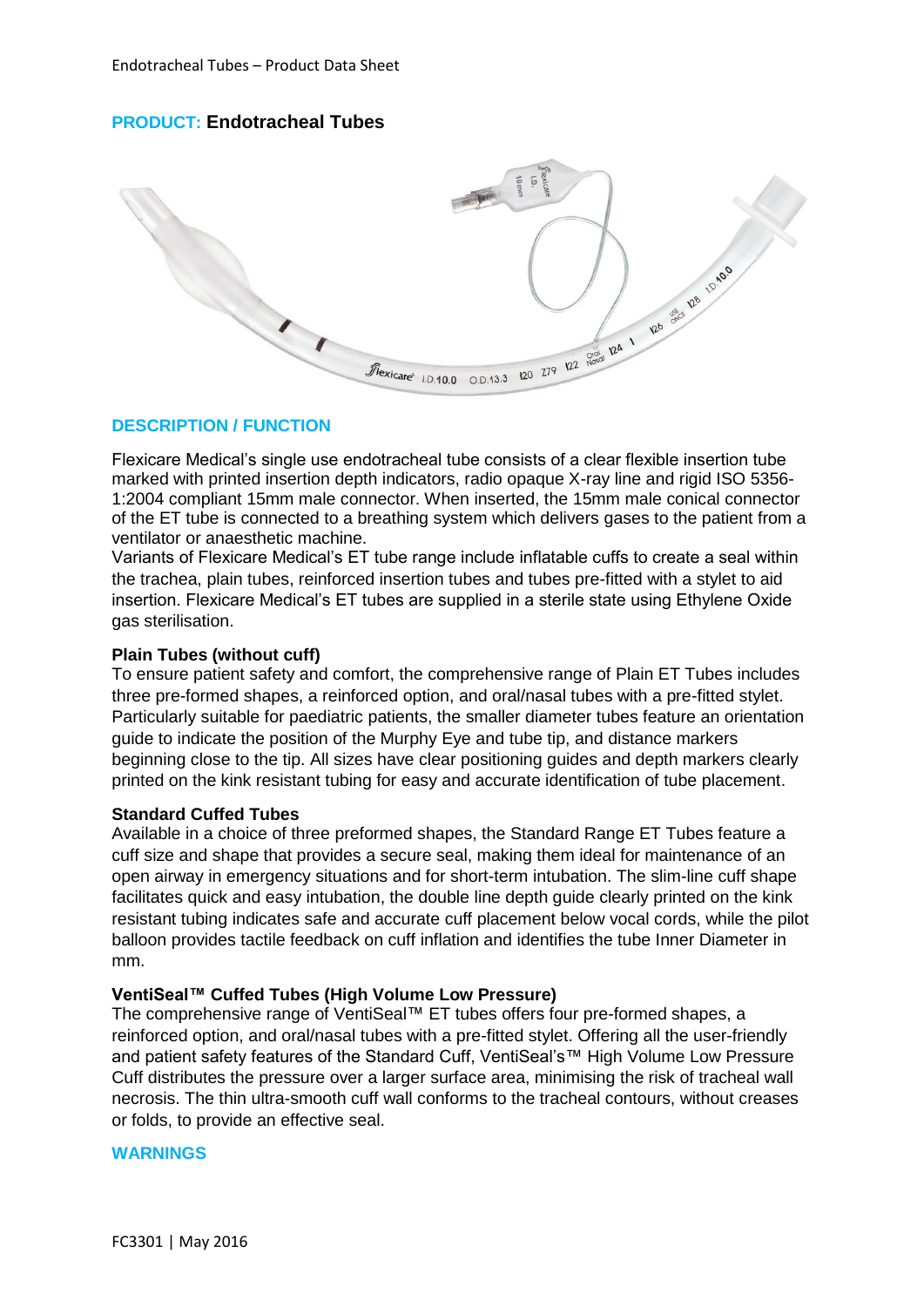## PRODUCT: Endotracheal Tubes

## DESCRIPTION / FUNCTION

Flexicare Medical's single use endotracheal tube consists of a clear flexible insertion tube marked with printed insertion depth indicators, radio opaque X-ray line and rigid ISO 5356-1:2004 compliant 15mm male connector. When inserted, the 15mm male conical connector of the ET tube is connected to a breathing system which delivers gases to the patient from a ventilator or anaesthetic machine.

Variants of Flexicare Medical's ET tube range include inflatable cuffs to create a seal within the trachea, plain tubes, reinforced insertion tubes and tubes pre-fitted with a stylet to aid insertion. Flexicare Medical's ET tubes are supplied in a sterile state using Ethylene Oxide gas sterilisation.

**Plain Tubes (without cuff)**

To ensure patient safety and comfort, the comprehensive range of Plain ET Tubes includes three pre-formed shapes, a reinforced option, and oral/nasal tubes with a pre-fitted stylet. Particularly suitable for paediatric patients, the smaller diameter tubes feature an orientation guide to indicate the position of the Murphy Eye and tube tip, and distance markers beginning close to the tip. All sizes have clear positioning guides and depth markers clearly printed on the kink resistant tubing for easy and accurate identification of tube placement.

**Standard Cuffed Tubes**

Available in a choice of three preformed shapes, the Standard Range ET Tubes feature a cuff size and shape that provides a secure seal, making them ideal for maintenance of an open airway in emergency situations and for short-term intubation. The slim-line cuff shape facilitates quick and easy intubation, the double line depth guide clearly printed on the kink resistant tubing indicates safe and accurate cuff placement below vocal cords, while the pilot balloon provides tactile feedback on cuff inflation and identifies the tube Inner Diameter in mm.

**VentiSeal™ Cuffed Tubes (High Volume Low Pressure)**

The comprehensive range of VentiSeal™ ET tubes offers four pre-formed shapes, a reinforced option, and oral/nasal tubes with a pre-fitted stylet. Offering all the user-friendly and patient safety features of the Standard Cuff, VentiSeal's™ High Volume Low Pressure Cuff distributes the pressure over a larger surface area, minimising the risk of tracheal wall necrosis. The thin ultra-smooth cuff wall conforms to the tracheal contours, without creases or folds, to provide an effective seal.

## WARNINGS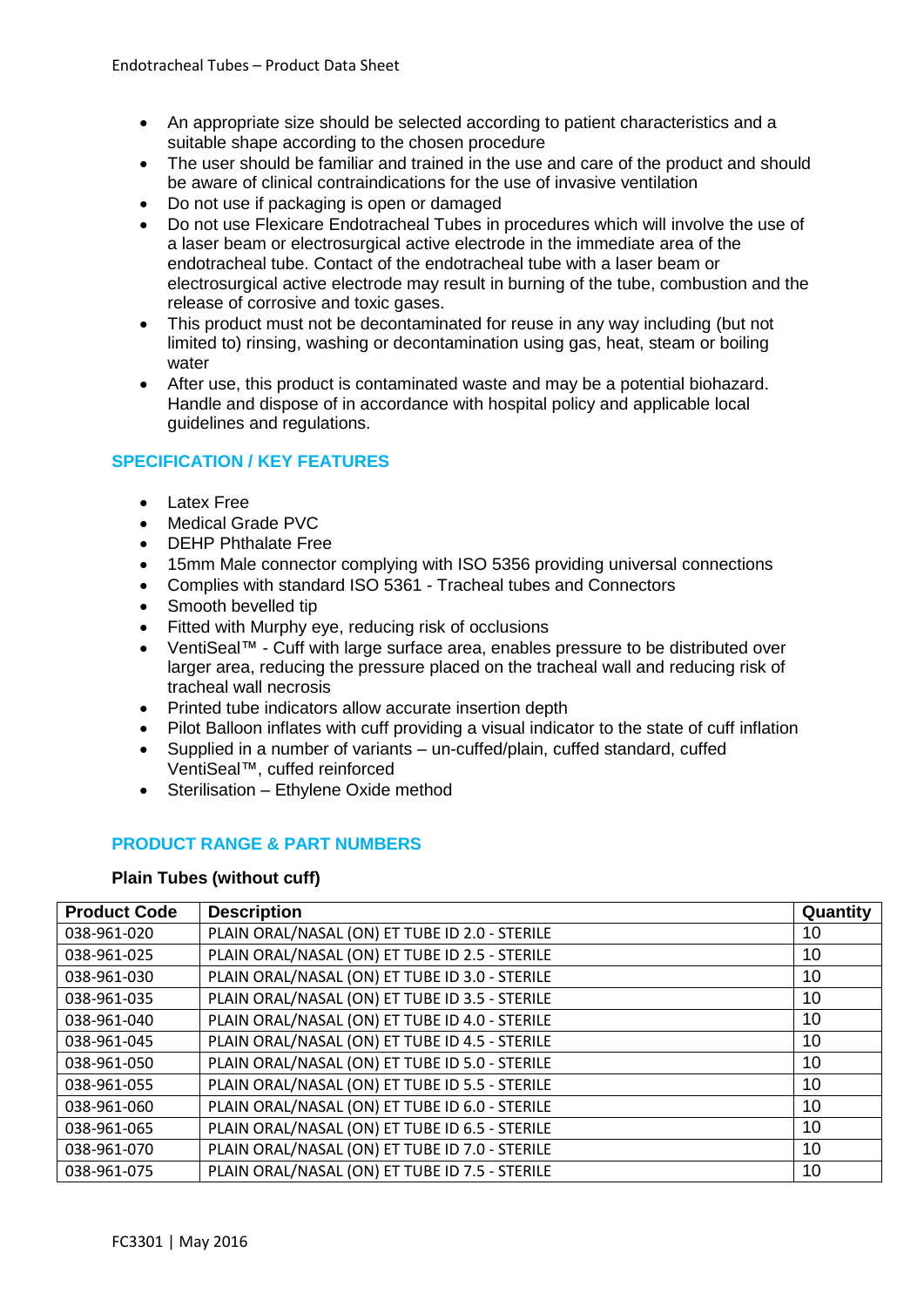- An appropriate size should be selected according to patient characteristics and a suitable shape according to the chosen procedure
- The user should be familiar and trained in the use and care of the product and should be aware of clinical contraindications for the use of invasive ventilation
- Do not use if packaging is open or damaged
- Do not use Flexicare Endotracheal Tubes in procedures which will involve the use of a laser beam or electrosurgical active electrode in the immediate area of the endotracheal tube. Contact of the endotracheal tube with a laser beam or electrosurgical active electrode may result in burning of the tube, combustion and the release of corrosive and toxic gases.
- This product must not be decontaminated for reuse in any way including (but not limited to) rinsing, washing or decontamination using gas, heat, steam or boiling water
- After use, this product is contaminated waste and may be a potential biohazard. Handle and dispose of in accordance with hospital policy and applicable local guidelines and regulations.

## SPECIFICATION / KEY FEATURES

- Latex Free
- Medical Grade PVC
- DEHP Phthalate Free
- 15mm Male connector complying with ISO 5356 providing universal connections
- Complies with standard ISO 5361 - Tracheal tubes and Connectors
- Smooth bevelled tip
- Fitted with Murphy eye, reducing risk of occlusions
- VentiSeal™ - Cuff with large surface area, enables pressure to be distributed over larger area, reducing the pressure placed on the tracheal wall and reducing risk of tracheal wall necrosis
- Printed tube indicators allow accurate insertion depth
- Pilot Balloon inflates with cuff providing a visual indicator to the state of cuff inflation
- Supplied in a number of variants – un-cuffed/plain, cuffed standard, cuffed VentiSeal™, cuffed reinforced
- Sterilisation – Ethylene Oxide method

## PRODUCT RANGE & PART NUMBERS

**Plain Tubes (without cuff)**

| Product Code | Description | Quantity |
|---|---|---|
| 038-961-020 | PLAIN ORAL/NASAL (ON) ET TUBE ID 2.0 - STERILE | 10 |
| 038-961-025 | PLAIN ORAL/NASAL (ON) ET TUBE ID 2.5 - STERILE | 10 |
| 038-961-030 | PLAIN ORAL/NASAL (ON) ET TUBE ID 3.0 - STERILE | 10 |
| 038-961-035 | PLAIN ORAL/NASAL (ON) ET TUBE ID 3.5 - STERILE | 10 |
| 038-961-040 | PLAIN ORAL/NASAL (ON) ET TUBE ID 4.0 - STERILE | 10 |
| 038-961-045 | PLAIN ORAL/NASAL (ON) ET TUBE ID 4.5 - STERILE | 10 |
| 038-961-050 | PLAIN ORAL/NASAL (ON) ET TUBE ID 5.0 - STERILE | 10 |
| 038-961-055 | PLAIN ORAL/NASAL (ON) ET TUBE ID 5.5 - STERILE | 10 |
| 038-961-060 | PLAIN ORAL/NASAL (ON) ET TUBE ID 6.0 - STERILE | 10 |
| 038-961-065 | PLAIN ORAL/NASAL (ON) ET TUBE ID 6.5 - STERILE | 10 |
| 038-961-070 | PLAIN ORAL/NASAL (ON) ET TUBE ID 7.0 - STERILE | 10 |
| 038-961-075 | PLAIN ORAL/NASAL (ON) ET TUBE ID 7.5 - STERILE | 10 |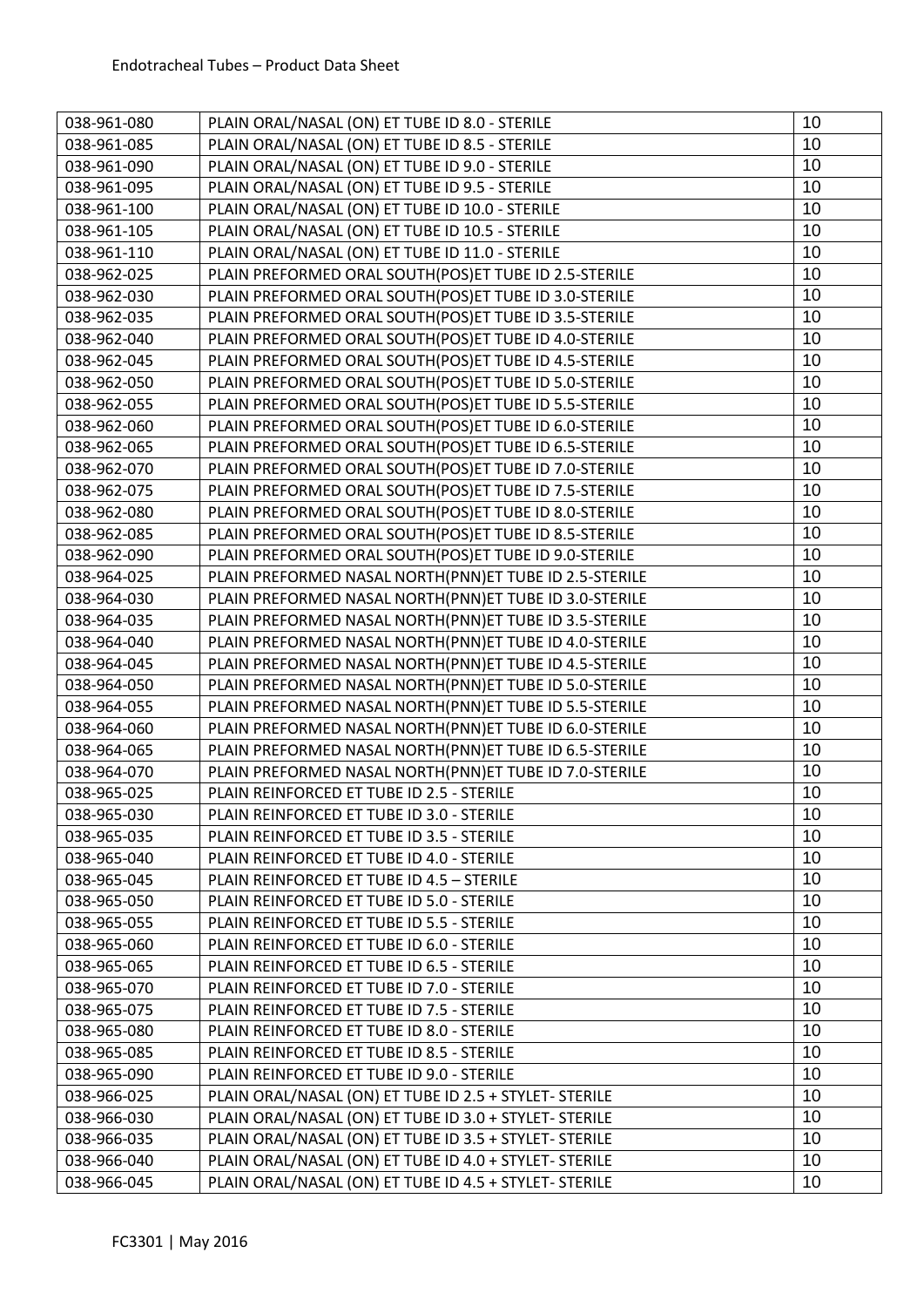| | | |
|---|---|---|
| 038-961-080 | PLAIN ORAL/NASAL (ON) ET TUBE ID 8.0 - STERILE | 10 |
| 038-961-085 | PLAIN ORAL/NASAL (ON) ET TUBE ID 8.5 - STERILE | 10 |
| 038-961-090 | PLAIN ORAL/NASAL (ON) ET TUBE ID 9.0 - STERILE | 10 |
| 038-961-095 | PLAIN ORAL/NASAL (ON) ET TUBE ID 9.5 - STERILE | 10 |
| 038-961-100 | PLAIN ORAL/NASAL (ON) ET TUBE ID 10.0 - STERILE | 10 |
| 038-961-105 | PLAIN ORAL/NASAL (ON) ET TUBE ID 10.5 - STERILE | 10 |
| 038-961-110 | PLAIN ORAL/NASAL (ON) ET TUBE ID 11.0 - STERILE | 10 |
| 038-962-025 | PLAIN PREFORMED ORAL SOUTH(POS)ET TUBE ID 2.5-STERILE | 10 |
| 038-962-030 | PLAIN PREFORMED ORAL SOUTH(POS)ET TUBE ID 3.0-STERILE | 10 |
| 038-962-035 | PLAIN PREFORMED ORAL SOUTH(POS)ET TUBE ID 3.5-STERILE | 10 |
| 038-962-040 | PLAIN PREFORMED ORAL SOUTH(POS)ET TUBE ID 4.0-STERILE | 10 |
| 038-962-045 | PLAIN PREFORMED ORAL SOUTH(POS)ET TUBE ID 4.5-STERILE | 10 |
| 038-962-050 | PLAIN PREFORMED ORAL SOUTH(POS)ET TUBE ID 5.0-STERILE | 10 |
| 038-962-055 | PLAIN PREFORMED ORAL SOUTH(POS)ET TUBE ID 5.5-STERILE | 10 |
| 038-962-060 | PLAIN PREFORMED ORAL SOUTH(POS)ET TUBE ID 6.0-STERILE | 10 |
| 038-962-065 | PLAIN PREFORMED ORAL SOUTH(POS)ET TUBE ID 6.5-STERILE | 10 |
| 038-962-070 | PLAIN PREFORMED ORAL SOUTH(POS)ET TUBE ID 7.0-STERILE | 10 |
| 038-962-075 | PLAIN PREFORMED ORAL SOUTH(POS)ET TUBE ID 7.5-STERILE | 10 |
| 038-962-080 | PLAIN PREFORMED ORAL SOUTH(POS)ET TUBE ID 8.0-STERILE | 10 |
| 038-962-085 | PLAIN PREFORMED ORAL SOUTH(POS)ET TUBE ID 8.5-STERILE | 10 |
| 038-962-090 | PLAIN PREFORMED ORAL SOUTH(POS)ET TUBE ID 9.0-STERILE | 10 |
| 038-964-025 | PLAIN PREFORMED NASAL NORTH(PNN)ET TUBE ID 2.5-STERILE | 10 |
| 038-964-030 | PLAIN PREFORMED NASAL NORTH(PNN)ET TUBE ID 3.0-STERILE | 10 |
| 038-964-035 | PLAIN PREFORMED NASAL NORTH(PNN)ET TUBE ID 3.5-STERILE | 10 |
| 038-964-040 | PLAIN PREFORMED NASAL NORTH(PNN)ET TUBE ID 4.0-STERILE | 10 |
| 038-964-045 | PLAIN PREFORMED NASAL NORTH(PNN)ET TUBE ID 4.5-STERILE | 10 |
| 038-964-050 | PLAIN PREFORMED NASAL NORTH(PNN)ET TUBE ID 5.0-STERILE | 10 |
| 038-964-055 | PLAIN PREFORMED NASAL NORTH(PNN)ET TUBE ID 5.5-STERILE | 10 |
| 038-964-060 | PLAIN PREFORMED NASAL NORTH(PNN)ET TUBE ID 6.0-STERILE | 10 |
| 038-964-065 | PLAIN PREFORMED NASAL NORTH(PNN)ET TUBE ID 6.5-STERILE | 10 |
| 038-964-070 | PLAIN PREFORMED NASAL NORTH(PNN)ET TUBE ID 7.0-STERILE | 10 |
| 038-965-025 | PLAIN REINFORCED ET TUBE ID 2.5 - STERILE | 10 |
| 038-965-030 | PLAIN REINFORCED ET TUBE ID 3.0 - STERILE | 10 |
| 038-965-035 | PLAIN REINFORCED ET TUBE ID 3.5 - STERILE | 10 |
| 038-965-040 | PLAIN REINFORCED ET TUBE ID 4.0 - STERILE | 10 |
| 038-965-045 | PLAIN REINFORCED ET TUBE ID 4.5 – STERILE | 10 |
| 038-965-050 | PLAIN REINFORCED ET TUBE ID 5.0 - STERILE | 10 |
| 038-965-055 | PLAIN REINFORCED ET TUBE ID 5.5 - STERILE | 10 |
| 038-965-060 | PLAIN REINFORCED ET TUBE ID 6.0 - STERILE | 10 |
| 038-965-065 | PLAIN REINFORCED ET TUBE ID 6.5 - STERILE | 10 |
| 038-965-070 | PLAIN REINFORCED ET TUBE ID 7.0 - STERILE | 10 |
| 038-965-075 | PLAIN REINFORCED ET TUBE ID 7.5 - STERILE | 10 |
| 038-965-080 | PLAIN REINFORCED ET TUBE ID 8.0 - STERILE | 10 |
| 038-965-085 | PLAIN REINFORCED ET TUBE ID 8.5 - STERILE | 10 |
| 038-965-090 | PLAIN REINFORCED ET TUBE ID 9.0 - STERILE | 10 |
| 038-966-025 | PLAIN ORAL/NASAL (ON) ET TUBE ID 2.5 + STYLET- STERILE | 10 |
| 038-966-030 | PLAIN ORAL/NASAL (ON) ET TUBE ID 3.0 + STYLET- STERILE | 10 |
| 038-966-035 | PLAIN ORAL/NASAL (ON) ET TUBE ID 3.5 + STYLET- STERILE | 10 |
| 038-966-040 | PLAIN ORAL/NASAL (ON) ET TUBE ID 4.0 + STYLET- STERILE | 10 |
| 038-966-045 | PLAIN ORAL/NASAL (ON) ET TUBE ID 4.5 + STYLET- STERILE | 10 |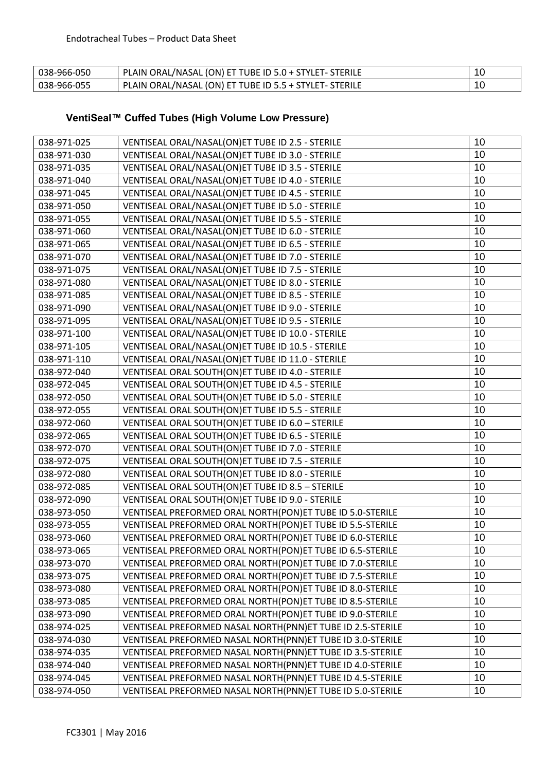| 038-966-050 | PLAIN ORAL/NASAL (ON) ET TUBE ID 5.0 + STYLET- STERILE | 10 |
|---|---|---|
| 038-966-055 | PLAIN ORAL/NASAL (ON) ET TUBE ID 5.5 + STYLET- STERILE | 10 |

### VentiSeal™ Cuffed Tubes (High Volume Low Pressure)

| 038-971-025 | VENTISEAL ORAL/NASAL(ON)ET TUBE ID 2.5 - STERILE | 10 |
|---|---|---|
| 038-971-030 | VENTISEAL ORAL/NASAL(ON)ET TUBE ID 3.0 - STERILE | 10 |
| 038-971-035 | VENTISEAL ORAL/NASAL(ON)ET TUBE ID 3.5 - STERILE | 10 |
| 038-971-040 | VENTISEAL ORAL/NASAL(ON)ET TUBE ID 4.0 - STERILE | 10 |
| 038-971-045 | VENTISEAL ORAL/NASAL(ON)ET TUBE ID 4.5 - STERILE | 10 |
| 038-971-050 | VENTISEAL ORAL/NASAL(ON)ET TUBE ID 5.0 - STERILE | 10 |
| 038-971-055 | VENTISEAL ORAL/NASAL(ON)ET TUBE ID 5.5 - STERILE | 10 |
| 038-971-060 | VENTISEAL ORAL/NASAL(ON)ET TUBE ID 6.0 - STERILE | 10 |
| 038-971-065 | VENTISEAL ORAL/NASAL(ON)ET TUBE ID 6.5 - STERILE | 10 |
| 038-971-070 | VENTISEAL ORAL/NASAL(ON)ET TUBE ID 7.0 - STERILE | 10 |
| 038-971-075 | VENTISEAL ORAL/NASAL(ON)ET TUBE ID 7.5 - STERILE | 10 |
| 038-971-080 | VENTISEAL ORAL/NASAL(ON)ET TUBE ID 8.0 - STERILE | 10 |
| 038-971-085 | VENTISEAL ORAL/NASAL(ON)ET TUBE ID 8.5 - STERILE | 10 |
| 038-971-090 | VENTISEAL ORAL/NASAL(ON)ET TUBE ID 9.0 - STERILE | 10 |
| 038-971-095 | VENTISEAL ORAL/NASAL(ON)ET TUBE ID 9.5 - STERILE | 10 |
| 038-971-100 | VENTISEAL ORAL/NASAL(ON)ET TUBE ID 10.0 - STERILE | 10 |
| 038-971-105 | VENTISEAL ORAL/NASAL(ON)ET TUBE ID 10.5 - STERILE | 10 |
| 038-971-110 | VENTISEAL ORAL/NASAL(ON)ET TUBE ID 11.0 - STERILE | 10 |
| 038-972-040 | VENTISEAL ORAL SOUTH(ON)ET TUBE ID 4.0 - STERILE | 10 |
| 038-972-045 | VENTISEAL ORAL SOUTH(ON)ET TUBE ID 4.5 - STERILE | 10 |
| 038-972-050 | VENTISEAL ORAL SOUTH(ON)ET TUBE ID 5.0 - STERILE | 10 |
| 038-972-055 | VENTISEAL ORAL SOUTH(ON)ET TUBE ID 5.5 - STERILE | 10 |
| 038-972-060 | VENTISEAL ORAL SOUTH(ON)ET TUBE ID 6.0 – STERILE | 10 |
| 038-972-065 | VENTISEAL ORAL SOUTH(ON)ET TUBE ID 6.5 - STERILE | 10 |
| 038-972-070 | VENTISEAL ORAL SOUTH(ON)ET TUBE ID 7.0 - STERILE | 10 |
| 038-972-075 | VENTISEAL ORAL SOUTH(ON)ET TUBE ID 7.5 - STERILE | 10 |
| 038-972-080 | VENTISEAL ORAL SOUTH(ON)ET TUBE ID 8.0 - STERILE | 10 |
| 038-972-085 | VENTISEAL ORAL SOUTH(ON)ET TUBE ID 8.5 – STERILE | 10 |
| 038-972-090 | VENTISEAL ORAL SOUTH(ON)ET TUBE ID 9.0 - STERILE | 10 |
| 038-973-050 | VENTISEAL PREFORMED ORAL NORTH(PON)ET TUBE ID 5.0-STERILE | 10 |
| 038-973-055 | VENTISEAL PREFORMED ORAL NORTH(PON)ET TUBE ID 5.5-STERILE | 10 |
| 038-973-060 | VENTISEAL PREFORMED ORAL NORTH(PON)ET TUBE ID 6.0-STERILE | 10 |
| 038-973-065 | VENTISEAL PREFORMED ORAL NORTH(PON)ET TUBE ID 6.5-STERILE | 10 |
| 038-973-070 | VENTISEAL PREFORMED ORAL NORTH(PON)ET TUBE ID 7.0-STERILE | 10 |
| 038-973-075 | VENTISEAL PREFORMED ORAL NORTH(PON)ET TUBE ID 7.5-STERILE | 10 |
| 038-973-080 | VENTISEAL PREFORMED ORAL NORTH(PON)ET TUBE ID 8.0-STERILE | 10 |
| 038-973-085 | VENTISEAL PREFORMED ORAL NORTH(PON)ET TUBE ID 8.5-STERILE | 10 |
| 038-973-090 | VENTISEAL PREFORMED ORAL NORTH(PON)ET TUBE ID 9.0-STERILE | 10 |
| 038-974-025 | VENTISEAL PREFORMED NASAL NORTH(PNN)ET TUBE ID 2.5-STERILE | 10 |
| 038-974-030 | VENTISEAL PREFORMED NASAL NORTH(PNN)ET TUBE ID 3.0-STERILE | 10 |
| 038-974-035 | VENTISEAL PREFORMED NASAL NORTH(PNN)ET TUBE ID 3.5-STERILE | 10 |
| 038-974-040 | VENTISEAL PREFORMED NASAL NORTH(PNN)ET TUBE ID 4.0-STERILE | 10 |
| 038-974-045 | VENTISEAL PREFORMED NASAL NORTH(PNN)ET TUBE ID 4.5-STERILE | 10 |
| 038-974-050 | VENTISEAL PREFORMED NASAL NORTH(PNN)ET TUBE ID 5.0-STERILE | 10 |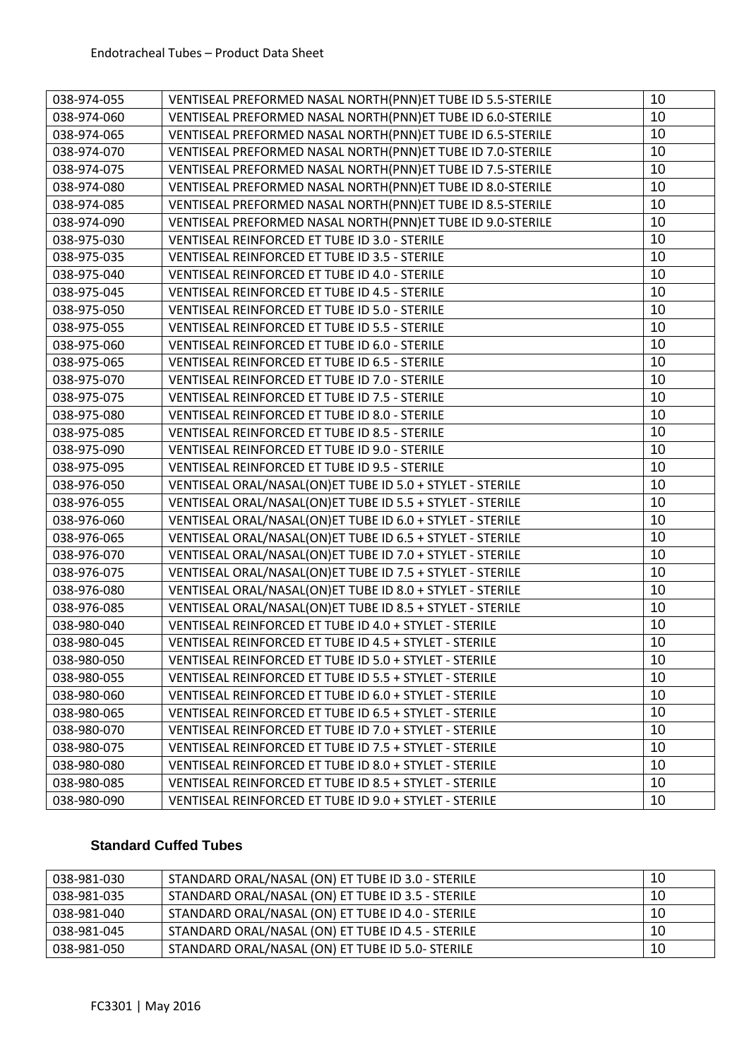| | | |
|---|---|---|
| 038-974-055 | VENTISEAL PREFORMED NASAL NORTH(PNN)ET TUBE ID 5.5-STERILE | 10 |
| 038-974-060 | VENTISEAL PREFORMED NASAL NORTH(PNN)ET TUBE ID 6.0-STERILE | 10 |
| 038-974-065 | VENTISEAL PREFORMED NASAL NORTH(PNN)ET TUBE ID 6.5-STERILE | 10 |
| 038-974-070 | VENTISEAL PREFORMED NASAL NORTH(PNN)ET TUBE ID 7.0-STERILE | 10 |
| 038-974-075 | VENTISEAL PREFORMED NASAL NORTH(PNN)ET TUBE ID 7.5-STERILE | 10 |
| 038-974-080 | VENTISEAL PREFORMED NASAL NORTH(PNN)ET TUBE ID 8.0-STERILE | 10 |
| 038-974-085 | VENTISEAL PREFORMED NASAL NORTH(PNN)ET TUBE ID 8.5-STERILE | 10 |
| 038-974-090 | VENTISEAL PREFORMED NASAL NORTH(PNN)ET TUBE ID 9.0-STERILE | 10 |
| 038-975-030 | VENTISEAL REINFORCED ET TUBE ID 3.0 - STERILE | 10 |
| 038-975-035 | VENTISEAL REINFORCED ET TUBE ID 3.5 - STERILE | 10 |
| 038-975-040 | VENTISEAL REINFORCED ET TUBE ID 4.0 - STERILE | 10 |
| 038-975-045 | VENTISEAL REINFORCED ET TUBE ID 4.5 - STERILE | 10 |
| 038-975-050 | VENTISEAL REINFORCED ET TUBE ID 5.0 - STERILE | 10 |
| 038-975-055 | VENTISEAL REINFORCED ET TUBE ID 5.5 - STERILE | 10 |
| 038-975-060 | VENTISEAL REINFORCED ET TUBE ID 6.0 - STERILE | 10 |
| 038-975-065 | VENTISEAL REINFORCED ET TUBE ID 6.5 - STERILE | 10 |
| 038-975-070 | VENTISEAL REINFORCED ET TUBE ID 7.0 - STERILE | 10 |
| 038-975-075 | VENTISEAL REINFORCED ET TUBE ID 7.5 - STERILE | 10 |
| 038-975-080 | VENTISEAL REINFORCED ET TUBE ID 8.0 - STERILE | 10 |
| 038-975-085 | VENTISEAL REINFORCED ET TUBE ID 8.5 - STERILE | 10 |
| 038-975-090 | VENTISEAL REINFORCED ET TUBE ID 9.0 - STERILE | 10 |
| 038-975-095 | VENTISEAL REINFORCED ET TUBE ID 9.5 - STERILE | 10 |
| 038-976-050 | VENTISEAL ORAL/NASAL(ON)ET TUBE ID 5.0 + STYLET - STERILE | 10 |
| 038-976-055 | VENTISEAL ORAL/NASAL(ON)ET TUBE ID 5.5 + STYLET - STERILE | 10 |
| 038-976-060 | VENTISEAL ORAL/NASAL(ON)ET TUBE ID 6.0 + STYLET - STERILE | 10 |
| 038-976-065 | VENTISEAL ORAL/NASAL(ON)ET TUBE ID 6.5 + STYLET - STERILE | 10 |
| 038-976-070 | VENTISEAL ORAL/NASAL(ON)ET TUBE ID 7.0 + STYLET - STERILE | 10 |
| 038-976-075 | VENTISEAL ORAL/NASAL(ON)ET TUBE ID 7.5 + STYLET - STERILE | 10 |
| 038-976-080 | VENTISEAL ORAL/NASAL(ON)ET TUBE ID 8.0 + STYLET - STERILE | 10 |
| 038-976-085 | VENTISEAL ORAL/NASAL(ON)ET TUBE ID 8.5 + STYLET - STERILE | 10 |
| 038-980-040 | VENTISEAL REINFORCED ET TUBE ID 4.0 + STYLET - STERILE | 10 |
| 038-980-045 | VENTISEAL REINFORCED ET TUBE ID 4.5 + STYLET - STERILE | 10 |
| 038-980-050 | VENTISEAL REINFORCED ET TUBE ID 5.0 + STYLET - STERILE | 10 |
| 038-980-055 | VENTISEAL REINFORCED ET TUBE ID 5.5 + STYLET - STERILE | 10 |
| 038-980-060 | VENTISEAL REINFORCED ET TUBE ID 6.0 + STYLET - STERILE | 10 |
| 038-980-065 | VENTISEAL REINFORCED ET TUBE ID 6.5 + STYLET - STERILE | 10 |
| 038-980-070 | VENTISEAL REINFORCED ET TUBE ID 7.0 + STYLET - STERILE | 10 |
| 038-980-075 | VENTISEAL REINFORCED ET TUBE ID 7.5 + STYLET - STERILE | 10 |
| 038-980-080 | VENTISEAL REINFORCED ET TUBE ID 8.0 + STYLET - STERILE | 10 |
| 038-980-085 | VENTISEAL REINFORCED ET TUBE ID 8.5 + STYLET - STERILE | 10 |
| 038-980-090 | VENTISEAL REINFORCED ET TUBE ID 9.0 + STYLET - STERILE | 10 |

### Standard Cuffed Tubes

| | | |
|---|---|---|
| 038-981-030 | STANDARD ORAL/NASAL (ON) ET TUBE ID 3.0 - STERILE | 10 |
| 038-981-035 | STANDARD ORAL/NASAL (ON) ET TUBE ID 3.5 - STERILE | 10 |
| 038-981-040 | STANDARD ORAL/NASAL (ON) ET TUBE ID 4.0 - STERILE | 10 |
| 038-981-045 | STANDARD ORAL/NASAL (ON) ET TUBE ID 4.5 - STERILE | 10 |
| 038-981-050 | STANDARD ORAL/NASAL (ON) ET TUBE ID 5.0- STERILE | 10 |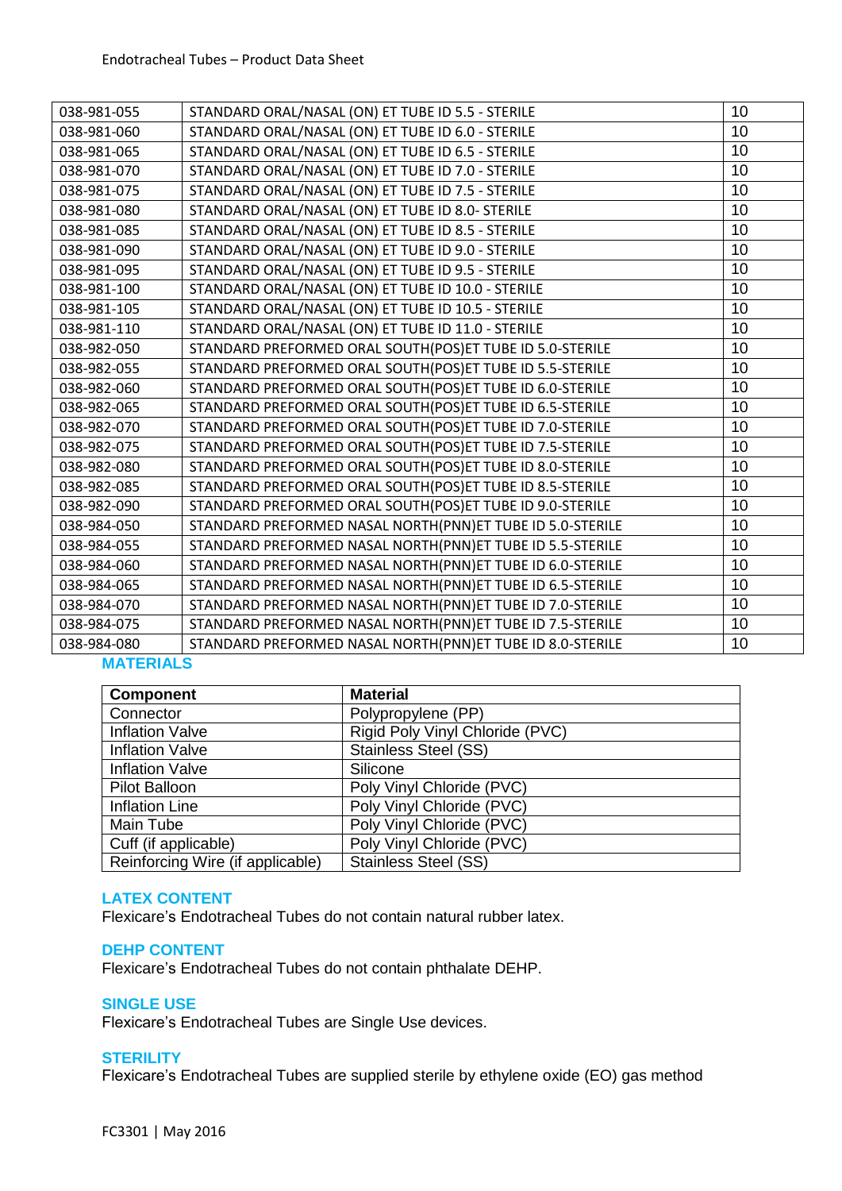| | | |
|---|---|---|
| 038-981-055 | STANDARD ORAL/NASAL (ON) ET TUBE ID 5.5 - STERILE | 10 |
| 038-981-060 | STANDARD ORAL/NASAL (ON) ET TUBE ID 6.0 - STERILE | 10 |
| 038-981-065 | STANDARD ORAL/NASAL (ON) ET TUBE ID 6.5 - STERILE | 10 |
| 038-981-070 | STANDARD ORAL/NASAL (ON) ET TUBE ID 7.0 - STERILE | 10 |
| 038-981-075 | STANDARD ORAL/NASAL (ON) ET TUBE ID 7.5 - STERILE | 10 |
| 038-981-080 | STANDARD ORAL/NASAL (ON) ET TUBE ID 8.0- STERILE | 10 |
| 038-981-085 | STANDARD ORAL/NASAL (ON) ET TUBE ID 8.5 - STERILE | 10 |
| 038-981-090 | STANDARD ORAL/NASAL (ON) ET TUBE ID 9.0 - STERILE | 10 |
| 038-981-095 | STANDARD ORAL/NASAL (ON) ET TUBE ID 9.5 - STERILE | 10 |
| 038-981-100 | STANDARD ORAL/NASAL (ON) ET TUBE ID 10.0 - STERILE | 10 |
| 038-981-105 | STANDARD ORAL/NASAL (ON) ET TUBE ID 10.5 - STERILE | 10 |
| 038-981-110 | STANDARD ORAL/NASAL (ON) ET TUBE ID 11.0 - STERILE | 10 |
| 038-982-050 | STANDARD PREFORMED ORAL SOUTH(POS)ET TUBE ID 5.0-STERILE | 10 |
| 038-982-055 | STANDARD PREFORMED ORAL SOUTH(POS)ET TUBE ID 5.5-STERILE | 10 |
| 038-982-060 | STANDARD PREFORMED ORAL SOUTH(POS)ET TUBE ID 6.0-STERILE | 10 |
| 038-982-065 | STANDARD PREFORMED ORAL SOUTH(POS)ET TUBE ID 6.5-STERILE | 10 |
| 038-982-070 | STANDARD PREFORMED ORAL SOUTH(POS)ET TUBE ID 7.0-STERILE | 10 |
| 038-982-075 | STANDARD PREFORMED ORAL SOUTH(POS)ET TUBE ID 7.5-STERILE | 10 |
| 038-982-080 | STANDARD PREFORMED ORAL SOUTH(POS)ET TUBE ID 8.0-STERILE | 10 |
| 038-982-085 | STANDARD PREFORMED ORAL SOUTH(POS)ET TUBE ID 8.5-STERILE | 10 |
| 038-982-090 | STANDARD PREFORMED ORAL SOUTH(POS)ET TUBE ID 9.0-STERILE | 10 |
| 038-984-050 | STANDARD PREFORMED NASAL NORTH(PNN)ET TUBE ID 5.0-STERILE | 10 |
| 038-984-055 | STANDARD PREFORMED NASAL NORTH(PNN)ET TUBE ID 5.5-STERILE | 10 |
| 038-984-060 | STANDARD PREFORMED NASAL NORTH(PNN)ET TUBE ID 6.0-STERILE | 10 |
| 038-984-065 | STANDARD PREFORMED NASAL NORTH(PNN)ET TUBE ID 6.5-STERILE | 10 |
| 038-984-070 | STANDARD PREFORMED NASAL NORTH(PNN)ET TUBE ID 7.0-STERILE | 10 |
| 038-984-075 | STANDARD PREFORMED NASAL NORTH(PNN)ET TUBE ID 7.5-STERILE | 10 |
| 038-984-080 | STANDARD PREFORMED NASAL NORTH(PNN)ET TUBE ID 8.0-STERILE | 10 |

## MATERIALS

| Component | Material |
|---|---|
| Connector | Polypropylene (PP) |
| Inflation Valve | Rigid Poly Vinyl Chloride (PVC) |
| Inflation Valve | Stainless Steel (SS) |
| Inflation Valve | Silicone |
| Pilot Balloon | Poly Vinyl Chloride (PVC) |
| Inflation Line | Poly Vinyl Chloride (PVC) |
| Main Tube | Poly Vinyl Chloride (PVC) |
| Cuff (if applicable) | Poly Vinyl Chloride (PVC) |
| Reinforcing Wire (if applicable) | Stainless Steel (SS) |

## LATEX CONTENT

Flexicare's Endotracheal Tubes do not contain natural rubber latex.

## DEHP CONTENT

Flexicare's Endotracheal Tubes do not contain phthalate DEHP.

## SINGLE USE

Flexicare's Endotracheal Tubes are Single Use devices.

## STERILITY

Flexicare's Endotracheal Tubes are supplied sterile by ethylene oxide (EO) gas method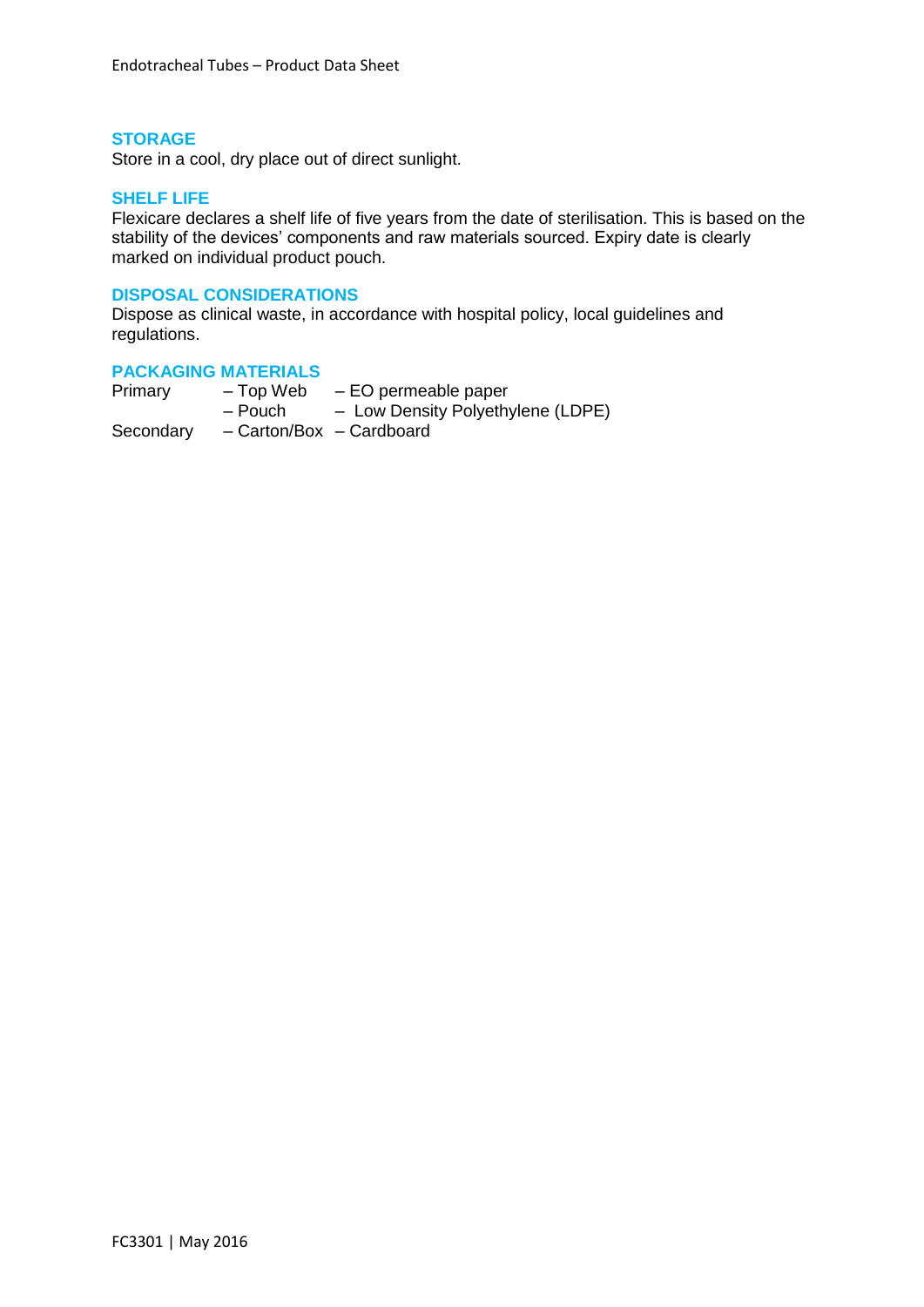## STORAGE

Store in a cool, dry place out of direct sunlight.

## SHELF LIFE

Flexicare declares a shelf life of five years from the date of sterilisation. This is based on the stability of the devices' components and raw materials sourced. Expiry date is clearly marked on individual product pouch.

## DISPOSAL CONSIDERATIONS

Dispose as clinical waste, in accordance with hospital policy, local guidelines and regulations.

## PACKAGING MATERIALS

| | | |
|---|---|---|
| Primary | – Top Web | – EO permeable paper |
| | – Pouch | – Low Density Polyethylene (LDPE) |
| Secondary | – Carton/Box | – Cardboard |